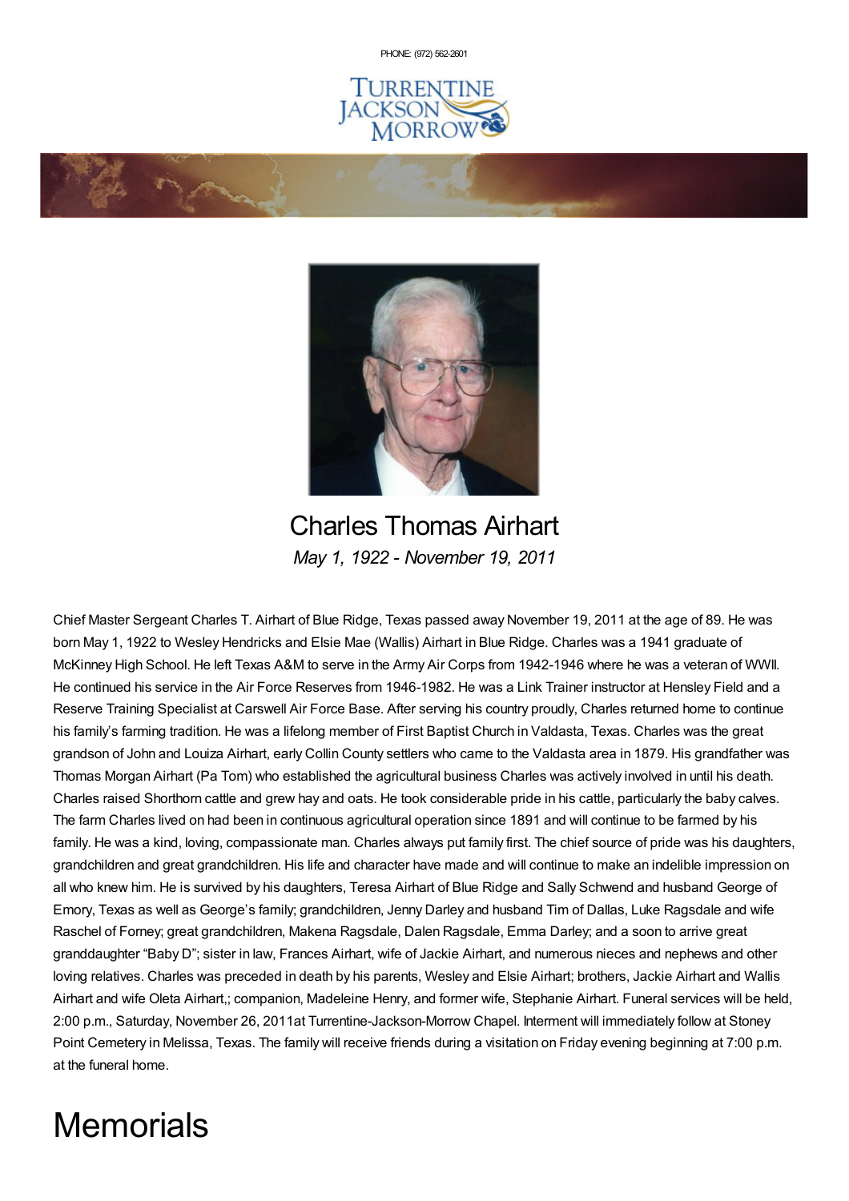PHONE: (972) 562-2601

TURRENTINE JACKSON MORROW

# Charles Thomas Airhart

*May 1, 1922 - November 19, 2011*

Chief Master Sergeant Charles T. Airhart of Blue Ridge, Texas passed away November 19, 2011 at the age of 89. He was born May 1, 1922 to Wesley Hendricks and Elsie Mae (Wallis) Airhart in Blue Ridge. Charles was a 1941 graduate of McKinney High School. He left Texas A&M to serve in the Army Air Corps from 1942-1946 where he was a veteran of WWII. He continued his service in the Air Force Reserves from 1946-1982. He was a Link Trainer instructor at Hensley Field and a Reserve Training Specialist at Carswell Air Force Base. After serving his country proudly, Charles returned home to continue his family's farming tradition. He was a lifelong member of First Baptist Church in Valdasta, Texas. Charles was the great grandson of John and Louiza Airhart, early Collin County settlers who came to the Valdasta area in 1879. His grandfather was Thomas Morgan Airhart (Pa Tom) who established the agricultural business Charles was actively involved in until his death. Charles raised Shorthorn cattle and grew hay and oats. He took considerable pride in his cattle, particularly the baby calves. The farm Charles lived on had been in continuous agricultural operation since 1891 and will continue to be farmed by his family. He was a kind, loving, compassionate man. Charles always put family first. The chief source of pride was his daughters, grandchildren and great grandchildren. His life and character have made and will continue to make an indelible impression on all who knew him. He is survived by his daughters, Teresa Airhart of Blue Ridge and Sally Schwend and husband George of Emory, Texas as well as George's family; grandchildren, Jenny Darley and husband Tim of Dallas, Luke Ragsdale and wife Raschel of Forney; great grandchildren, Makena Ragsdale, Dalen Ragsdale, Emma Darley; and a soon to arrive great granddaughter "Baby D"; sister in law, Frances Airhart, wife of Jackie Airhart, and numerous nieces and nephews and other loving relatives. Charles was preceded in death by his parents, Wesley and Elsie Airhart; brothers, Jackie Airhart and Wallis Airhart and wife Oleta Airhart,; companion, Madeleine Henry, and former wife, Stephanie Airhart. Funeral services will be held, 2:00 p.m., Saturday, November 26, 2011at Turrentine-Jackson-Morrow Chapel. Interment will immediately follow at Stoney Point Cemetery in Melissa, Texas. The family will receive friends during a visitation on Friday evening beginning at 7:00 p.m. at the funeral home.

# Memorials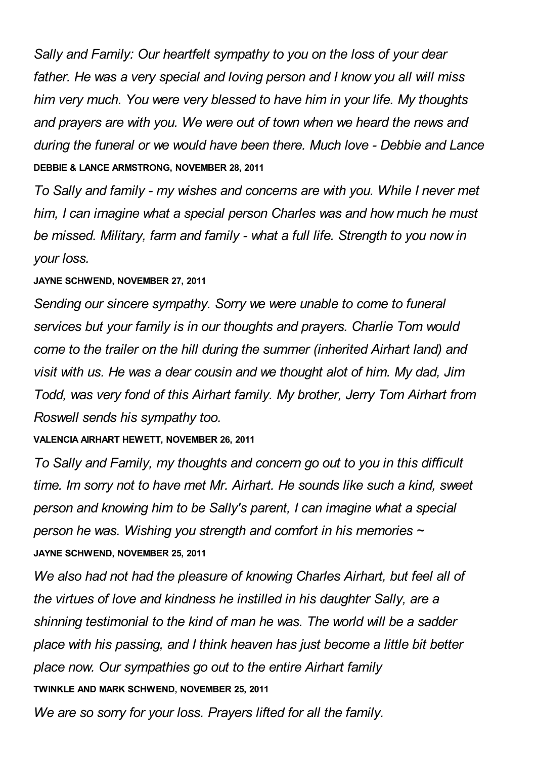*Sally and Family: Our heartfelt sympathy to you on the loss of your dear father. He was a very special and loving person and I know you all will miss him very much. You were very blessed to have him in your life. My thoughts and prayers are with you. We were out of town when we heard the news and during the funeral or we would have been there. Much love - Debbie and Lance*

**DEBBIE & LANCE ARMSTRONG, NOVEMBER 28, 2011**

*To Sally and family - my wishes and concerns are with you. While I never met him, I can imagine what a special person Charles was and how much he must be missed. Military, farm and family - what a full life. Strength to you now in your loss.*

**JAYNE SCHWEND, NOVEMBER 27, 2011**

*Sending our sincere sympathy. Sorry we were unable to come to funeral services but your family is in our thoughts and prayers. Charlie Tom would come to the trailer on the hill during the summer (inherited Airhart land) and visit with us. He was a dear cousin and we thought alot of him. My dad, Jim Todd, was very fond of this Airhart family. My brother, Jerry Tom Airhart from Roswell sends his sympathy too.*

**VALENCIA AIRHART HEWETT, NOVEMBER 26, 2011**

*To Sally and Family, my thoughts and concern go out to you in this difficult time. Im sorry not to have met Mr. Airhart. He sounds like such a kind, sweet person and knowing him to be Sally's parent, I can imagine what a special person he was. Wishing you strength and comfort in his memories ~*

**JAYNE SCHWEND, NOVEMBER 25, 2011**

*We also had not had the pleasure of knowing Charles Airhart, but feel all of the virtues of love and kindness he instilled in his daughter Sally, are a shinning testimonial to the kind of man he was. The world will be a sadder place with his passing, and I think heaven has just become a little bit better place now. Our sympathies go out to the entire Airhart family*

**TWINKLE AND MARK SCHWEND, NOVEMBER 25, 2011**

*We are so sorry for your loss. Prayers lifted for all the family.*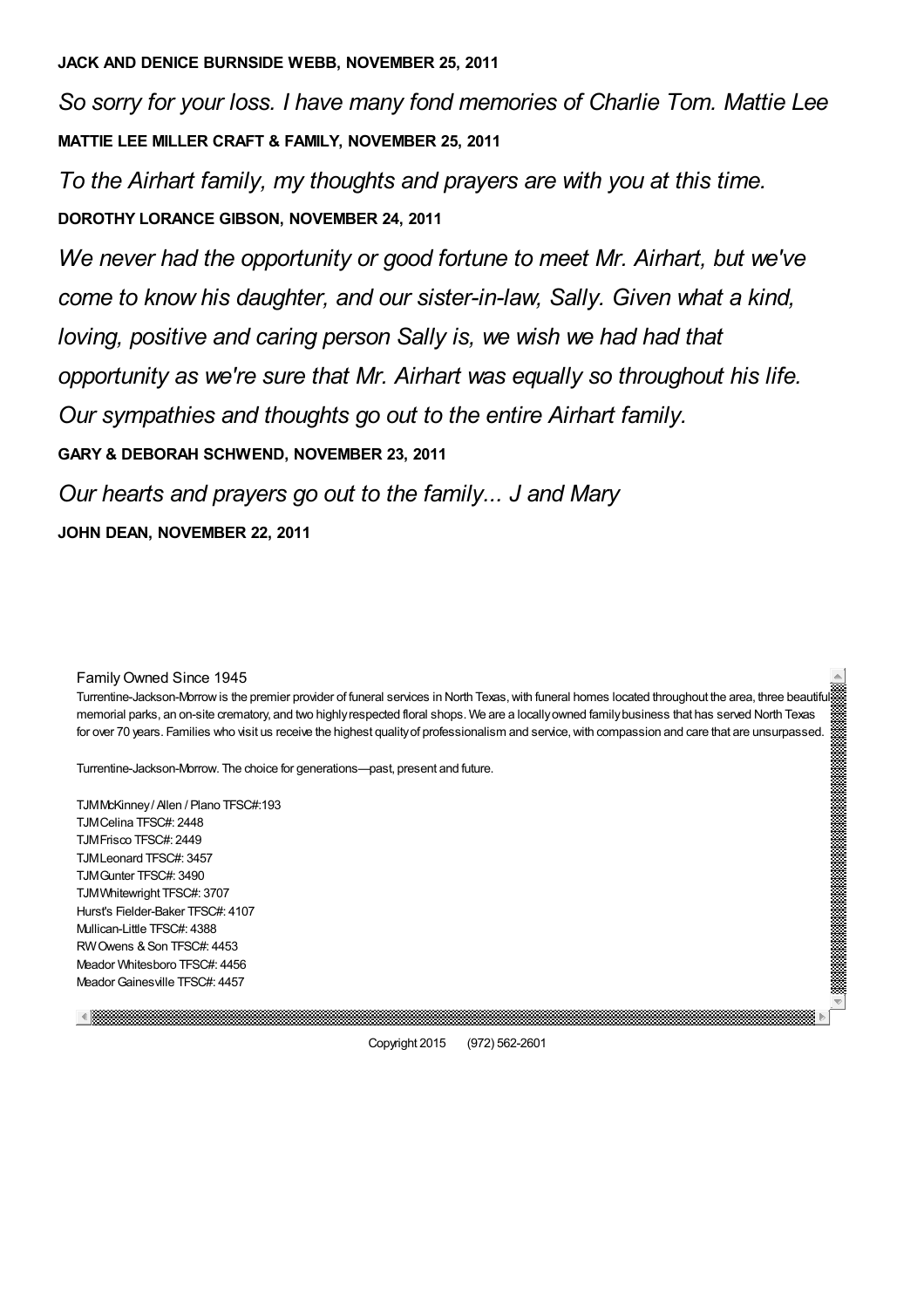**JACK AND DENICE BURNSIDE WEBB, NOVEMBER 25, 2011**

*So sorry for your loss. I have many fond memories of Charlie Tom. Mattie Lee*

**MATTIE LEE MILLER CRAFT & FAMILY, NOVEMBER 25, 2011**

*To the Airhart family, my thoughts and prayers are with you at this time.*

**DOROTHY LORANCE GIBSON, NOVEMBER 24, 2011**

*We never had the opportunity or good fortune to meet Mr. Airhart, but we've come to know his daughter, and our sister-in-law, Sally. Given what a kind, loving, positive and caring person Sally is, we wish we had had that opportunity as we're sure that Mr. Airhart was equally so throughout his life. Our sympathies and thoughts go out to the entire Airhart family.*

**GARY & DEBORAH SCHWEND, NOVEMBER 23, 2011**

*Our hearts and prayers go out to the family... J and Mary*

**JOHN DEAN, NOVEMBER 22, 2011**

Family Owned Since 1945

Turrentine-Jackson-Morrow is the premier provider of funeral services in North Texas, with funeral homes located throughout the area, three beautiful memorial parks, an on-site crematory, and two highly respected floral shops. We are a locally owned family business that has served North Texas for over 70 years. Families who visit us receive the highest quality of professionalism and service, with compassion and care that are unsurpassed.

Turrentine-Jackson-Morrow. The choice for generations—past, present and future.

TJM McKinney / Allen / Plano TFSC#:193
TJM Celina TFSC#: 2448
TJM Frisco TFSC#: 2449
TJM Leonard TFSC#: 3457
TJM Gunter TFSC#: 3490
TJM Whitewright TFSC#: 3707
Hurst's Fielder-Baker TFSC#: 4107
Mullican-Little TFSC#: 4388
RW Owens & Son TFSC#: 4453
Meador Whitesboro TFSC#: 4456
Meador Gainesville TFSC#: 4457

Copyright 2015 (972) 562-2601